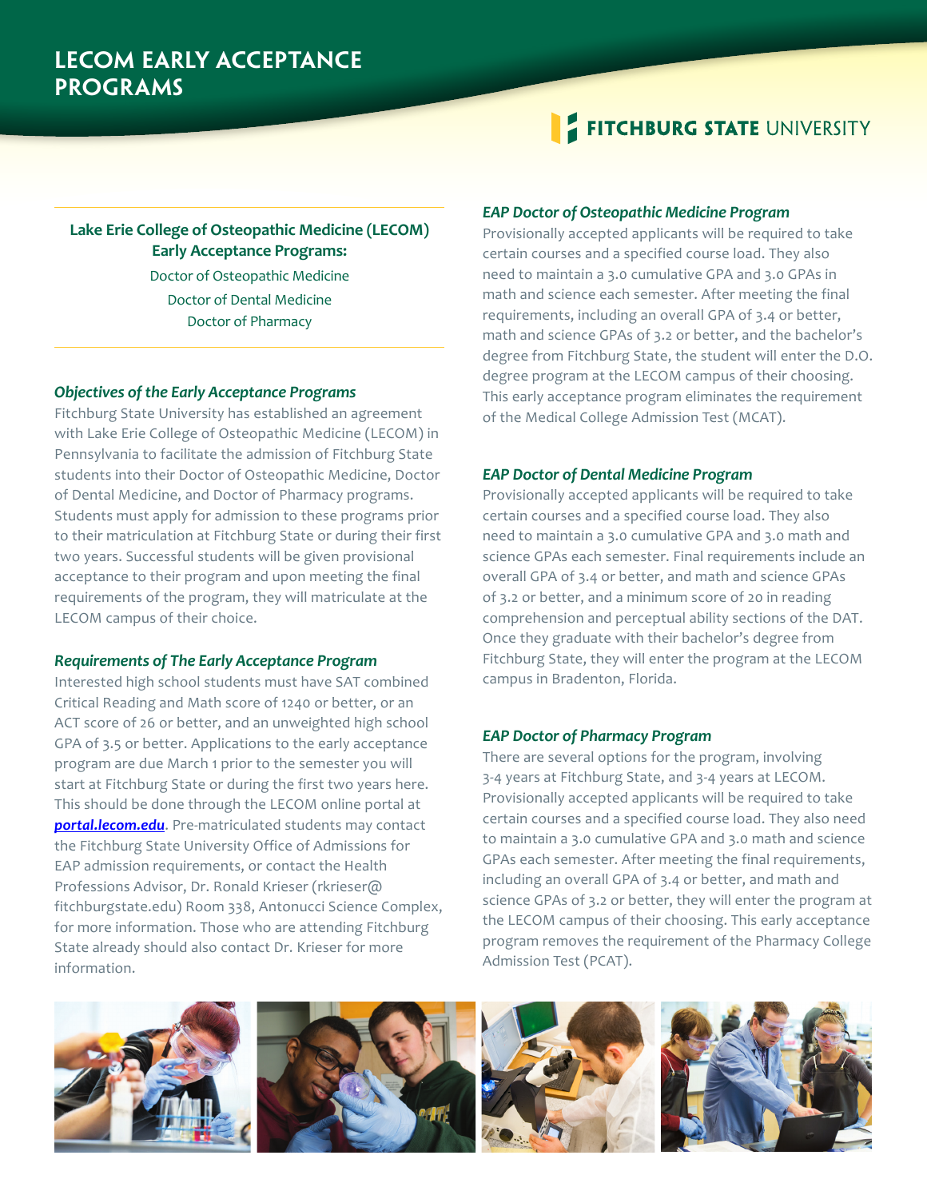# LECOM EARLY ACCEPTANCE PROGRAMS

FITCHBURG STATE UNIVERSITY

**Lake Erie College of Osteopathic Medicine (LECOM) Early Acceptance Programs:**

Doctor of Osteopathic Medicine

Doctor of Dental Medicine

Doctor of Pharmacy

### *Objectives of the Early Acceptance Programs*

Fitchburg State University has established an agreement with Lake Erie College of Osteopathic Medicine (LECOM) in Pennsylvania to facilitate the admission of Fitchburg State students into their Doctor of Osteopathic Medicine, Doctor of Dental Medicine, and Doctor of Pharmacy programs. Students must apply for admission to these programs prior to their matriculation at Fitchburg State or during their first two years. Successful students will be given provisional acceptance to their program and upon meeting the final requirements of the program, they will matriculate at the LECOM campus of their choice.

### *Requirements of The Early Acceptance Program*

Interested high school students must have SAT combined Critical Reading and Math score of 1240 or better, or an ACT score of 26 or better, and an unweighted high school GPA of 3.5 or better. Applications to the early acceptance program are due March 1 prior to the semester you will start at Fitchburg State or during the first two years here. This should be done through the LECOM online portal at ***portal.lecom.edu***. Pre-matriculated students may contact the Fitchburg State University Office of Admissions for EAP admission requirements, or contact the Health Professions Advisor, Dr. Ronald Krieser (rkrieser@fitchburgstate.edu) Room 338, Antonucci Science Complex, for more information. Those who are attending Fitchburg State already should also contact Dr. Krieser for more information.

### *EAP Doctor of Osteopathic Medicine Program*

Provisionally accepted applicants will be required to take certain courses and a specified course load. They also need to maintain a 3.0 cumulative GPA and 3.0 GPAs in math and science each semester. After meeting the final requirements, including an overall GPA of 3.4 or better, math and science GPAs of 3.2 or better, and the bachelor's degree from Fitchburg State, the student will enter the D.O. degree program at the LECOM campus of their choosing. This early acceptance program eliminates the requirement of the Medical College Admission Test (MCAT).

### *EAP Doctor of Dental Medicine Program*

Provisionally accepted applicants will be required to take certain courses and a specified course load. They also need to maintain a 3.0 cumulative GPA and 3.0 math and science GPAs each semester. Final requirements include an overall GPA of 3.4 or better, and math and science GPAs of 3.2 or better, and a minimum score of 20 in reading comprehension and perceptual ability sections of the DAT. Once they graduate with their bachelor's degree from Fitchburg State, they will enter the program at the LECOM campus in Bradenton, Florida.

### *EAP Doctor of Pharmacy Program*

There are several options for the program, involving 3-4 years at Fitchburg State, and 3-4 years at LECOM. Provisionally accepted applicants will be required to take certain courses and a specified course load. They also need to maintain a 3.0 cumulative GPA and 3.0 math and science GPAs each semester. After meeting the final requirements, including an overall GPA of 3.4 or better, and math and science GPAs of 3.2 or better, they will enter the program at the LECOM campus of their choosing. This early acceptance program removes the requirement of the Pharmacy College Admission Test (PCAT).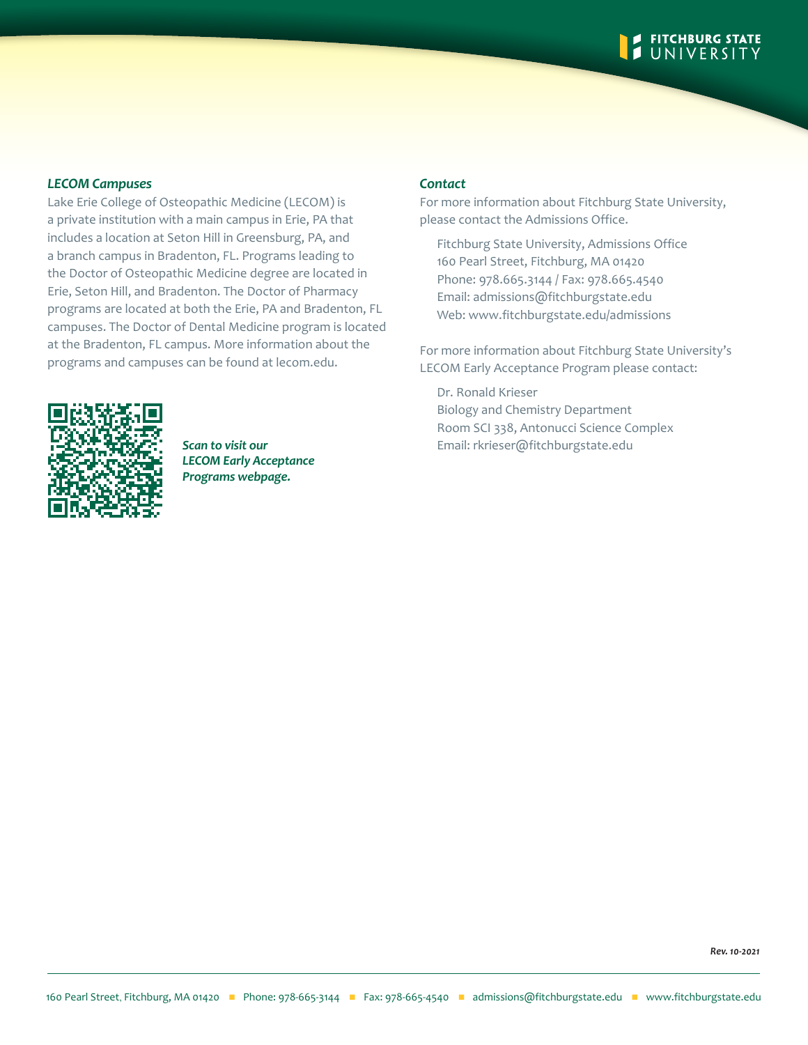### *LECOM Campuses*

Lake Erie College of Osteopathic Medicine (LECOM) is a private institution with a main campus in Erie, PA that includes a location at Seton Hill in Greensburg, PA, and a branch campus in Bradenton, FL. Programs leading to the Doctor of Osteopathic Medicine degree are located in Erie, Seton Hill, and Bradenton. The Doctor of Pharmacy programs are located at both the Erie, PA and Bradenton, FL campuses. The Doctor of Dental Medicine program is located at the Bradenton, FL campus. More information about the programs and campuses can be found at lecom.edu.

***Scan to visit our LECOM Early Acceptance Programs webpage.***

### *Contact*

For more information about Fitchburg State University, please contact the Admissions Office.

Fitchburg State University, Admissions Office
160 Pearl Street, Fitchburg, MA 01420
Phone: 978.665.3144 / Fax: 978.665.4540
Email: admissions@fitchburgstate.edu
Web: www.fitchburgstate.edu/admissions

For more information about Fitchburg State University's LECOM Early Acceptance Program please contact:

Dr. Ronald Krieser
Biology and Chemistry Department
Room SCI 338, Antonucci Science Complex
Email: rkrieser@fitchburgstate.edu

*Rev. 10-2021*